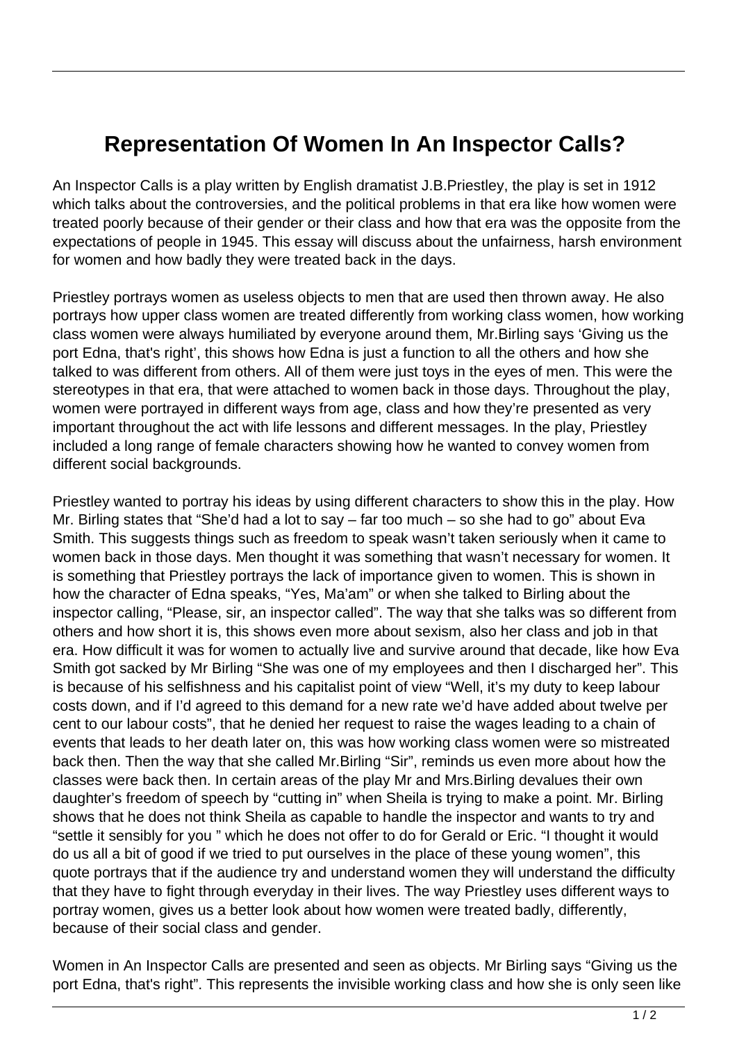# Representation Of Women In An Inspector Calls?

An Inspector Calls is a play written by English dramatist J.B.Priestley, the play is set in 1912 which talks about the controversies, and the political problems in that era like how women were treated poorly because of their gender or their class and how that era was the opposite from the expectations of people in 1945. This essay will discuss about the unfairness, harsh environment for women and how badly they were treated back in the days.

Priestley portrays women as useless objects to men that are used then thrown away. He also portrays how upper class women are treated differently from working class women, how working class women were always humiliated by everyone around them, Mr.Birling says 'Giving us the port Edna, that's right', this shows how Edna is just a function to all the others and how she talked to was different from others. All of them were just toys in the eyes of men. This were the stereotypes in that era, that were attached to women back in those days. Throughout the play, women were portrayed in different ways from age, class and how they're presented as very important throughout the act with life lessons and different messages. In the play, Priestley included a long range of female characters showing how he wanted to convey women from different social backgrounds.

Priestley wanted to portray his ideas by using different characters to show this in the play. How Mr. Birling states that "She'd had a lot to say – far too much – so she had to go" about Eva Smith. This suggests things such as freedom to speak wasn't taken seriously when it came to women back in those days. Men thought it was something that wasn't necessary for women. It is something that Priestley portrays the lack of importance given to women. This is shown in how the character of Edna speaks, "Yes, Ma'am" or when she talked to Birling about the inspector calling, "Please, sir, an inspector called". The way that she talks was so different from others and how short it is, this shows even more about sexism, also her class and job in that era. How difficult it was for women to actually live and survive around that decade, like how Eva Smith got sacked by Mr Birling "She was one of my employees and then I discharged her". This is because of his selfishness and his capitalist point of view "Well, it's my duty to keep labour costs down, and if I'd agreed to this demand for a new rate we'd have added about twelve per cent to our labour costs", that he denied her request to raise the wages leading to a chain of events that leads to her death later on, this was how working class women were so mistreated back then. Then the way that she called Mr.Birling "Sir", reminds us even more about how the classes were back then. In certain areas of the play Mr and Mrs.Birling devalues their own daughter's freedom of speech by "cutting in" when Sheila is trying to make a point. Mr. Birling shows that he does not think Sheila as capable to handle the inspector and wants to try and "settle it sensibly for you " which he does not offer to do for Gerald or Eric. "I thought it would do us all a bit of good if we tried to put ourselves in the place of these young women", this quote portrays that if the audience try and understand women they will understand the difficulty that they have to fight through everyday in their lives. The way Priestley uses different ways to portray women, gives us a better look about how women were treated badly, differently, because of their social class and gender.

Women in An Inspector Calls are presented and seen as objects. Mr Birling says "Giving us the port Edna, that's right". This represents the invisible working class and how she is only seen like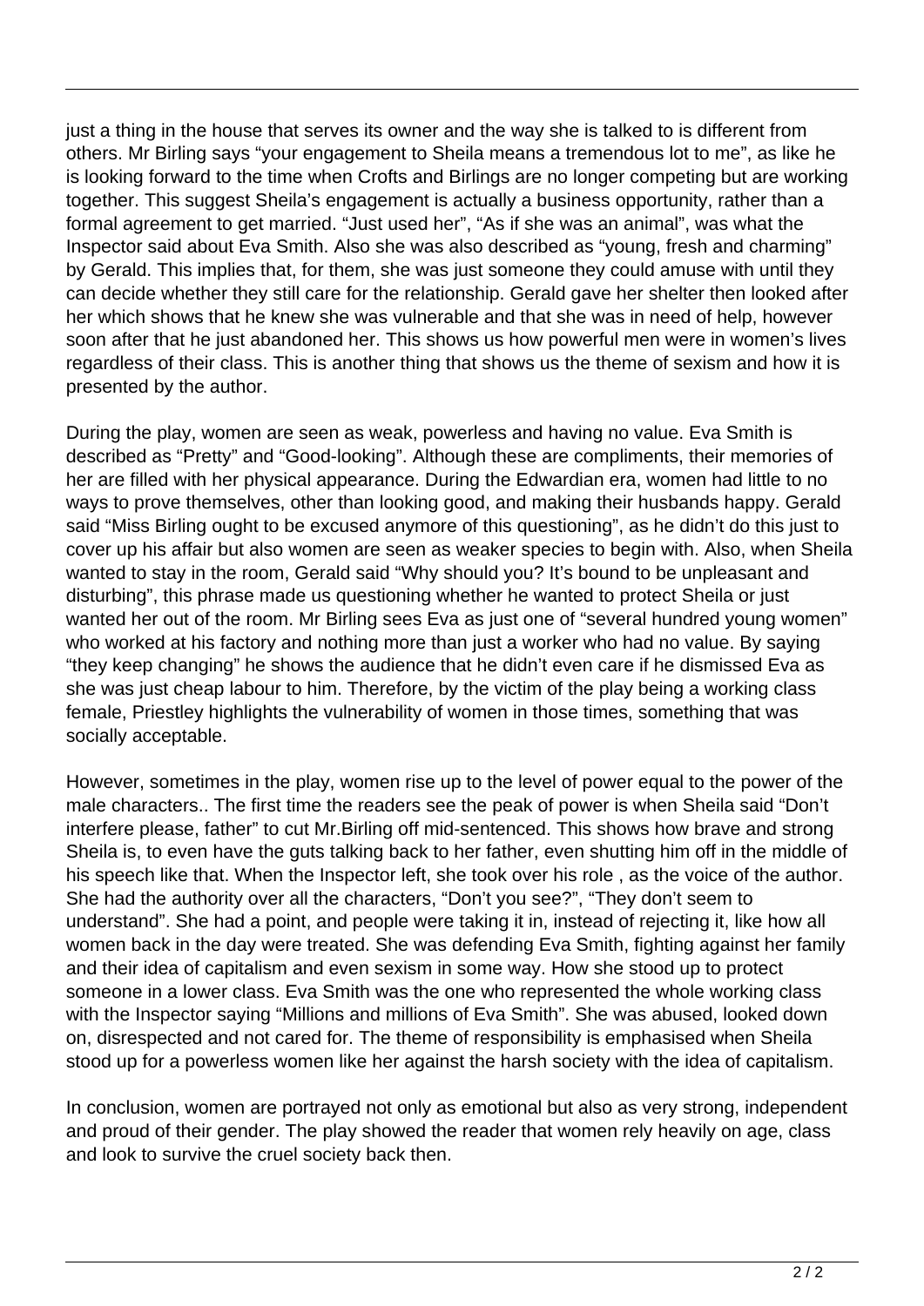just a thing in the house that serves its owner and the way she is talked to is different from others. Mr Birling says "your engagement to Sheila means a tremendous lot to me", as like he is looking forward to the time when Crofts and Birlings are no longer competing but are working together. This suggest Sheila's engagement is actually a business opportunity, rather than a formal agreement to get married. "Just used her", "As if she was an animal", was what the Inspector said about Eva Smith. Also she was also described as "young, fresh and charming" by Gerald. This implies that, for them, she was just someone they could amuse with until they can decide whether they still care for the relationship. Gerald gave her shelter then looked after her which shows that he knew she was vulnerable and that she was in need of help, however soon after that he just abandoned her. This shows us how powerful men were in women's lives regardless of their class. This is another thing that shows us the theme of sexism and how it is presented by the author.

During the play, women are seen as weak, powerless and having no value. Eva Smith is described as "Pretty" and "Good-looking". Although these are compliments, their memories of her are filled with her physical appearance. During the Edwardian era, women had little to no ways to prove themselves, other than looking good, and making their husbands happy. Gerald said "Miss Birling ought to be excused anymore of this questioning", as he didn't do this just to cover up his affair but also women are seen as weaker species to begin with. Also, when Sheila wanted to stay in the room, Gerald said "Why should you? It's bound to be unpleasant and disturbing", this phrase made us questioning whether he wanted to protect Sheila or just wanted her out of the room. Mr Birling sees Eva as just one of "several hundred young women" who worked at his factory and nothing more than just a worker who had no value. By saying "they keep changing" he shows the audience that he didn't even care if he dismissed Eva as she was just cheap labour to him. Therefore, by the victim of the play being a working class female, Priestley highlights the vulnerability of women in those times, something that was socially acceptable.

However, sometimes in the play, women rise up to the level of power equal to the power of the male characters.. The first time the readers see the peak of power is when Sheila said "Don't interfere please, father" to cut Mr.Birling off mid-sentenced. This shows how brave and strong Sheila is, to even have the guts talking back to her father, even shutting him off in the middle of his speech like that. When the Inspector left, she took over his role , as the voice of the author. She had the authority over all the characters, "Don't you see?", "They don't seem to understand". She had a point, and people were taking it in, instead of rejecting it, like how all women back in the day were treated. She was defending Eva Smith, fighting against her family and their idea of capitalism and even sexism in some way. How she stood up to protect someone in a lower class. Eva Smith was the one who represented the whole working class with the Inspector saying "Millions and millions of Eva Smith". She was abused, looked down on, disrespected and not cared for. The theme of responsibility is emphasised when Sheila stood up for a powerless women like her against the harsh society with the idea of capitalism.

In conclusion, women are portrayed not only as emotional but also as very strong, independent and proud of their gender. The play showed the reader that women rely heavily on age, class and look to survive the cruel society back then.